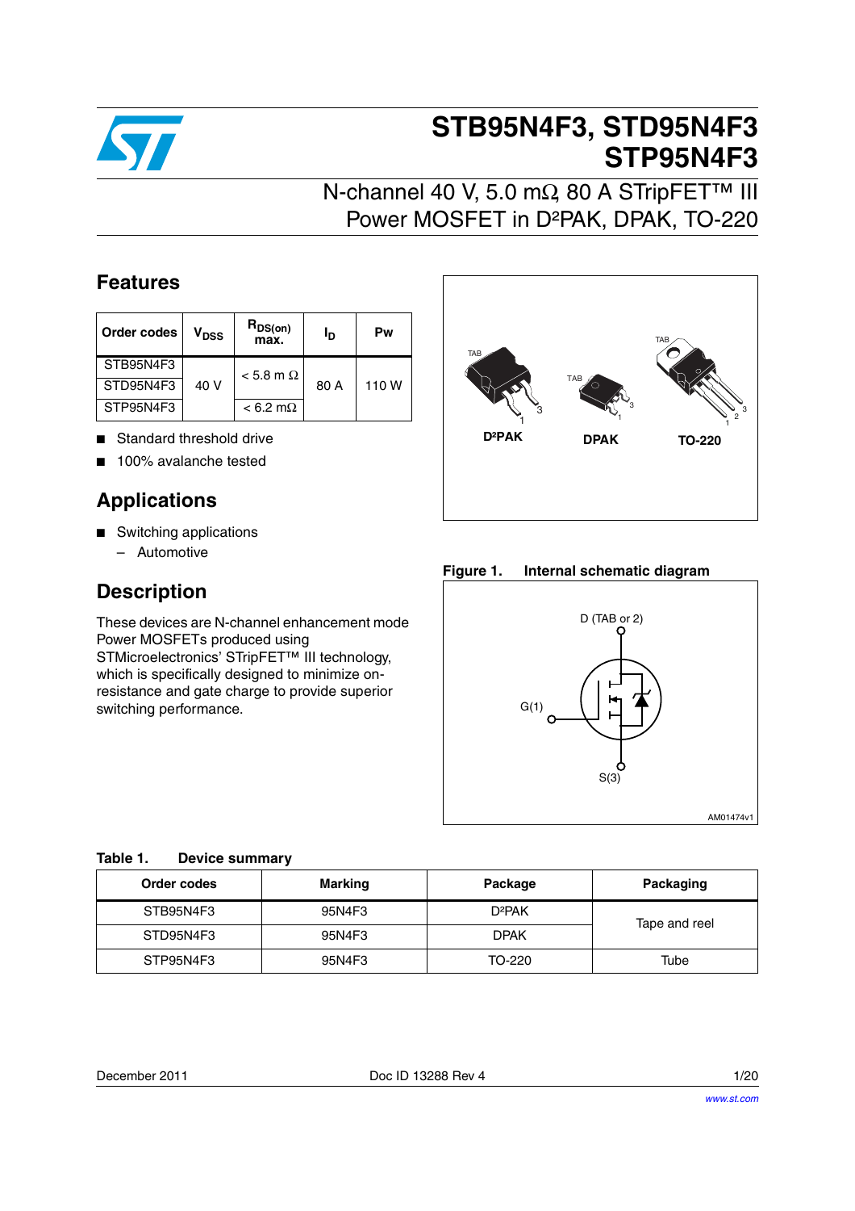# STB95N4F3, STD95N4F3 STP95N4F3

## N-channel 40 V, 5.0 mΩ, 80 A STripFET™ III Power MOSFET in D²PAK, DPAK, TO-220

## Features

| Order codes | $V_{DSS}$ | $R_{DS(on)}$ max. | $I_D$ | Pw |
|---|---|---|---|---|
| STB95N4F3 | 40 V | < 5.8 m Ω | 80 A | 110 W |
| STD95N4F3 | | | | |
| STP95N4F3 | | < 6.2 mΩ | | |

- Standard threshold drive
- 100% avalanche tested

## Applications

- Switching applications
  - Automotive

## Description

These devices are N-channel enhancement mode Power MOSFETs produced using STMicroelectronics' STripFET™ III technology, which is specifically designed to minimize on-resistance and gate charge to provide superior switching performance.

D²PAK DPAK TO-220

**Figure 1. Internal schematic diagram**

D (TAB or 2)

G(1)

S(3)

AM01474v1

**Table 1. Device summary**

| Order codes | Marking | Package | Packaging |
|---|---|---|---|
| STB95N4F3 | 95N4F3 | D²PAK | Tape and reel |
| STD95N4F3 | 95N4F3 | DPAK | |
| STP95N4F3 | 95N4F3 | TO-220 | Tube |

December 2011 Doc ID 13288 Rev 4

www.st.com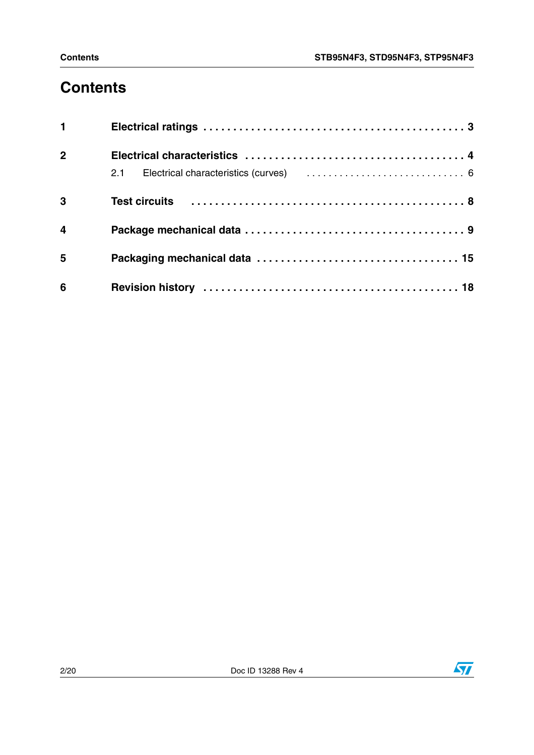# Contents

1 **Electrical ratings** . . . . . . . . . . . . . . . . . . . . . . . . . . . . . . . . . . . . . . . . . . . **3**

2 **Electrical characteristics** . . . . . . . . . . . . . . . . . . . . . . . . . . . . . . . . . . . . . **4**

   2.1 Electrical characteristics (curves) . . . . . . . . . . . . . . . . . . . . . . . . . . . . . 6

3 **Test circuits** . . . . . . . . . . . . . . . . . . . . . . . . . . . . . . . . . . . . . . . . . . . **8**

4 **Package mechanical data** . . . . . . . . . . . . . . . . . . . . . . . . . . . . . . . . . . . **9**

5 **Packaging mechanical data** . . . . . . . . . . . . . . . . . . . . . . . . . . . . . . . . . **15**

6 **Revision history** . . . . . . . . . . . . . . . . . . . . . . . . . . . . . . . . . . . . . . . . **18**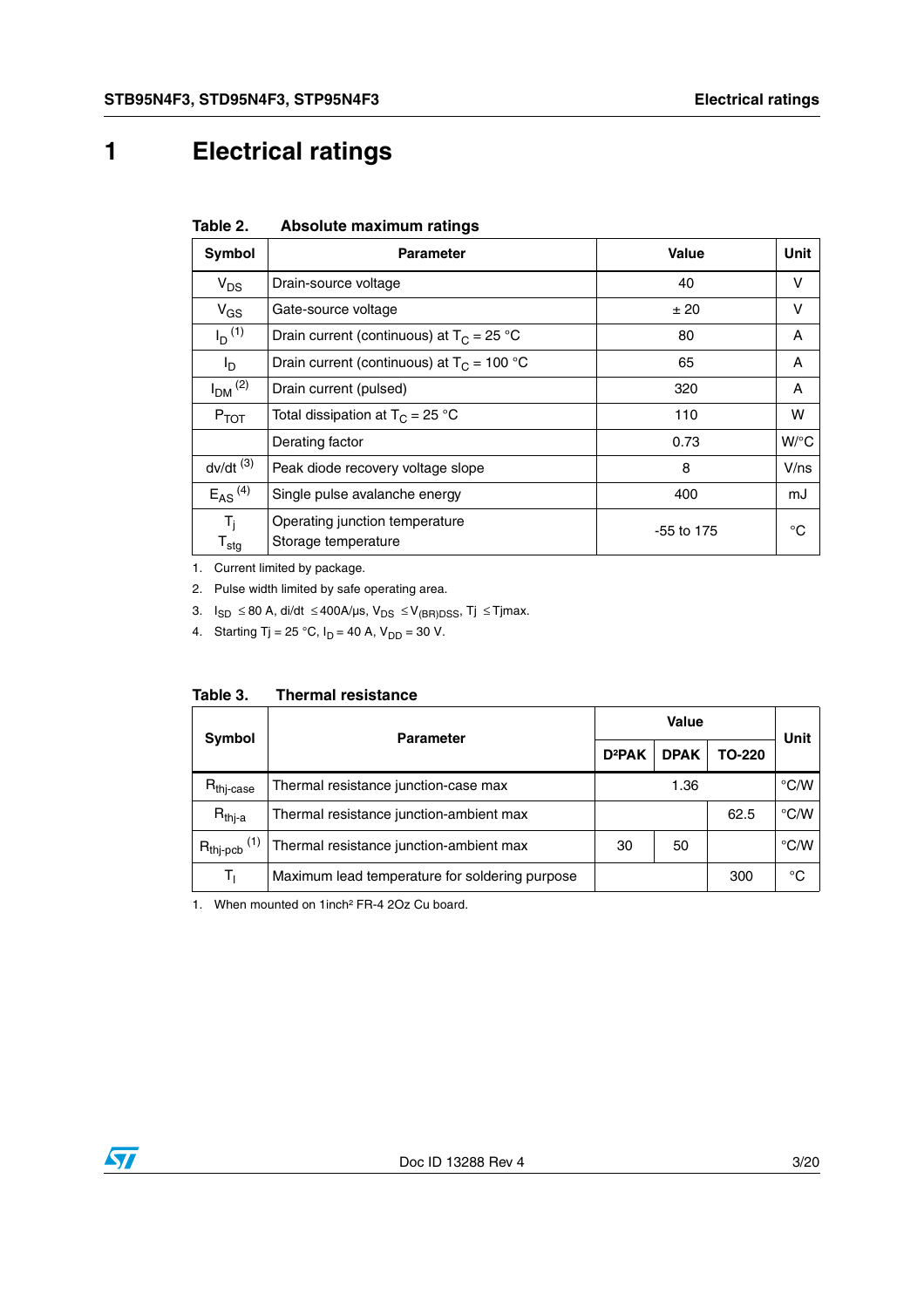# 1 Electrical ratings

**Table 2. Absolute maximum ratings**

| Symbol | Parameter | Value | Unit |
|---|---|---|---|
| $V_{DS}$ | Drain-source voltage | 40 | V |
| $V_{GS}$ | Gate-source voltage | ± 20 | V |
| $I_D$ [(1)] | Drain current (continuous) at $T_C$ = 25 °C | 80 | A |
| $I_D$ | Drain current (continuous) at $T_C$ = 100 °C | 65 | A |
| $I_{DM}$ [(2)] | Drain current (pulsed) | 320 | A |
| $P_{TOT}$ | Total dissipation at $T_C$ = 25 °C | 110 | W |
| | Derating factor | 0.73 | W/°C |
| dv/dt [(3)] | Peak diode recovery voltage slope | 8 | V/ns |
| $E_{AS}$ [(4)] | Single pulse avalanche energy | 400 | mJ |
| $T_j$<br>$T_{stg}$ | Operating junction temperature<br>Storage temperature | -55 to 175 | °C |

1. Current limited by package.
2. Pulse width limited by safe operating area.
3. $I_{SD}$ ≤ 80 A, di/dt ≤ 400A/µs, $V_{DS}$ ≤ $V_{(BR)DSS}$, Tj ≤ Tjmax.
4. Starting Tj = 25 °C, $I_D$ = 40 A, $V_{DD}$ = 30 V.

**Table 3. Thermal resistance**

| Symbol | Parameter | Value | | | Unit |
|---|---|---|---|---|---|
| | | D²PAK | DPAK | TO-220 | |
| $R_{thj-case}$ | Thermal resistance junction-case max | 1.36 | | | °C/W |
| $R_{thj-a}$ | Thermal resistance junction-ambient max | | | 62.5 | °C/W |
| $R_{thj-pcb}$ [(1)] | Thermal resistance junction-ambient max | 30 | 50 | | °C/W |
| $T_l$ | Maximum lead temperature for soldering purpose | | | 300 | °C |

1. When mounted on 1inch² FR-4 2Oz Cu board.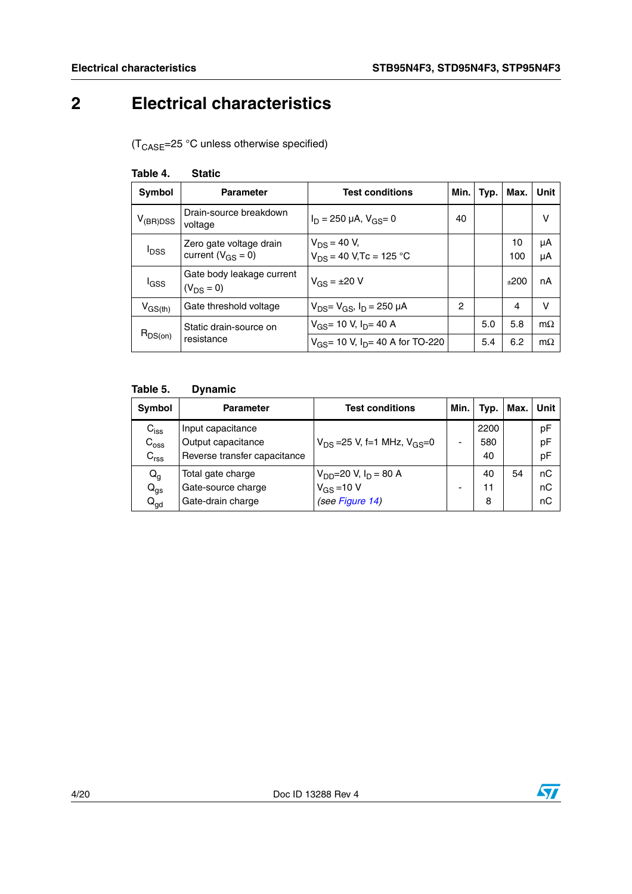# 2 Electrical characteristics

($T_{CASE}$=25 °C unless otherwise specified)

**Table 4. Static**

| Symbol | Parameter | Test conditions | Min. | Typ. | Max. | Unit |
|---|---|---|---|---|---|---|
| $V_{(BR)DSS}$ | Drain-source breakdown voltage | $I_D$ = 250 µA, $V_{GS}$= 0 | 40 | | | V |
| $I_{DSS}$ | Zero gate voltage drain current ($V_{GS}$ = 0) | $V_{DS}$ = 40 V,<br>$V_{DS}$ = 40 V,Tc = 125 °C | | | 10<br>100 | µA<br>µA |
| $I_{GSS}$ | Gate body leakage current ($V_{DS}$ = 0) | $V_{GS}$ = ±20 V | | | ±200 | nA |
| $V_{GS(th)}$ | Gate threshold voltage | $V_{DS}$= $V_{GS}$, $I_D$ = 250 µA | 2 | | 4 | V |
| $R_{DS(on)}$ | Static drain-source on resistance | $V_{GS}$= 10 V, $I_D$= 40 A | | 5.0 | 5.8 | mΩ |
| | | $V_{GS}$= 10 V, $I_D$= 40 A for TO-220 | | 5.4 | 6.2 | mΩ |

**Table 5. Dynamic**

| Symbol | Parameter | Test conditions | Min. | Typ. | Max. | Unit |
|---|---|---|---|---|---|---|
| $C_{iss}$<br>$C_{oss}$<br>$C_{rss}$ | Input capacitance<br>Output capacitance<br>Reverse transfer capacitance | $V_{DS}$ =25 V, f=1 MHz, $V_{GS}$=0 | - | 2200<br>580<br>40 | | pF<br>pF<br>pF |
| $Q_g$<br>$Q_{gs}$<br>$Q_{gd}$ | Total gate charge<br>Gate-source charge<br>Gate-drain charge | $V_{DD}$=20 V, $I_D$ = 80 A<br>$V_{GS}$ =10 V<br>*(see Figure 14)* | - | 40<br>11<br>8 | 54 | nC<br>nC<br>nC |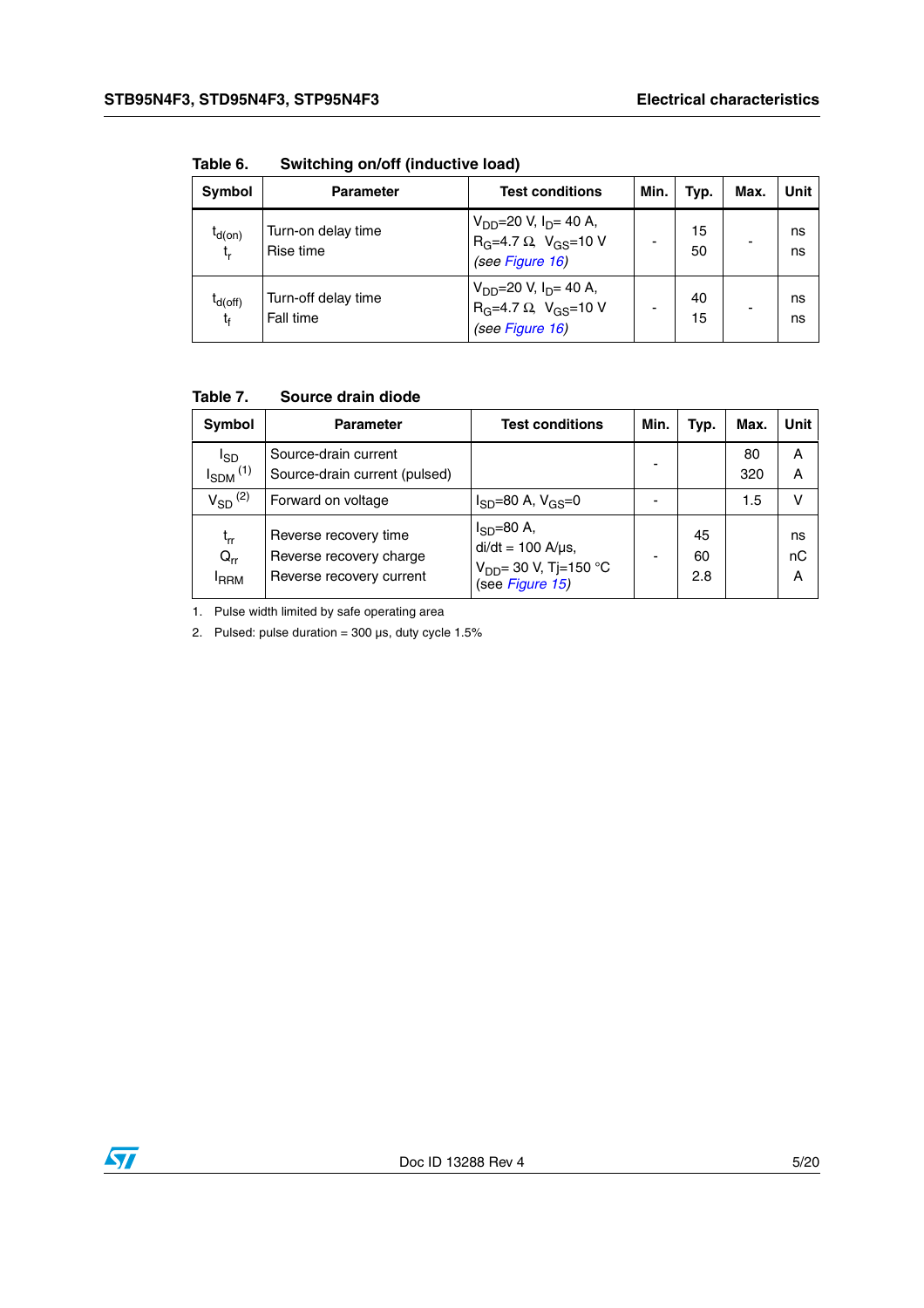Table 6. Switching on/off (inductive load)

| Symbol | Parameter | Test conditions | Min. | Typ. | Max. | Unit |
|---|---|---|---|---|---|---|
| $t_{d(on)}$<br>$t_r$ | Turn-on delay time<br>Rise time | $V_{DD}$=20 V, $I_D$= 40 A,<br>$R_G$=4.7 Ω, $V_{GS}$=10 V<br>*(see Figure 16)* | - | 15<br>50 | - | ns<br>ns |
| $t_{d(off)}$<br>$t_f$ | Turn-off delay time<br>Fall time | $V_{DD}$=20 V, $I_D$= 40 A,<br>$R_G$=4.7 Ω, $V_{GS}$=10 V<br>*(see Figure 16)* | - | 40<br>15 | - | ns<br>ns |

Table 7. Source drain diode

| Symbol | Parameter | Test conditions | Min. | Typ. | Max. | Unit |
|---|---|---|---|---|---|---|
| $I_{SD}$<br>$I_{SDM}$ (1) | Source-drain current<br>Source-drain current (pulsed) | | - | | 80<br>320 | A<br>A |
| $V_{SD}$ (2) | Forward on voltage | $I_{SD}$=80 A, $V_{GS}$=0 | - | | 1.5 | V |
| $t_{rr}$<br>$Q_{rr}$<br>$I_{RRM}$ | Reverse recovery time<br>Reverse recovery charge<br>Reverse recovery current | $I_{SD}$=80 A,<br>di/dt = 100 A/µs,<br>$V_{DD}$= 30 V, Tj=150 °C<br>(see Figure 15) | - | 45<br>60<br>2.8 | | ns<br>nC<br>A |

1. Pulse width limited by safe operating area
2. Pulsed: pulse duration = 300 µs, duty cycle 1.5%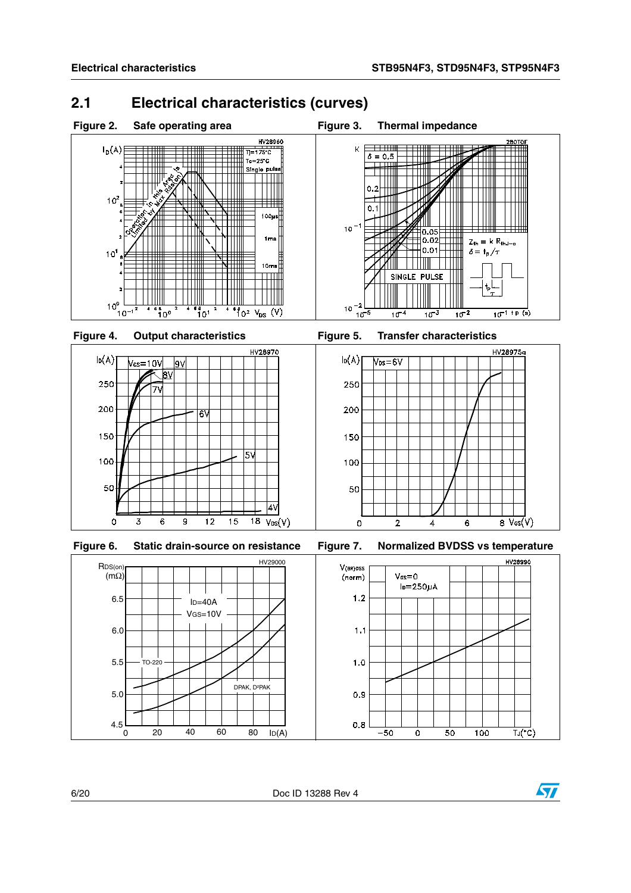## 2.1 Electrical characteristics (curves)

**Figure 2. Safe operating area**

**Figure 3. Thermal impedance**

**Figure 4. Output characteristics**

**Figure 5. Transfer characteristics**

**Figure 6. Static drain-source on resistance**

**Figure 7. Normalized BVDSS vs temperature**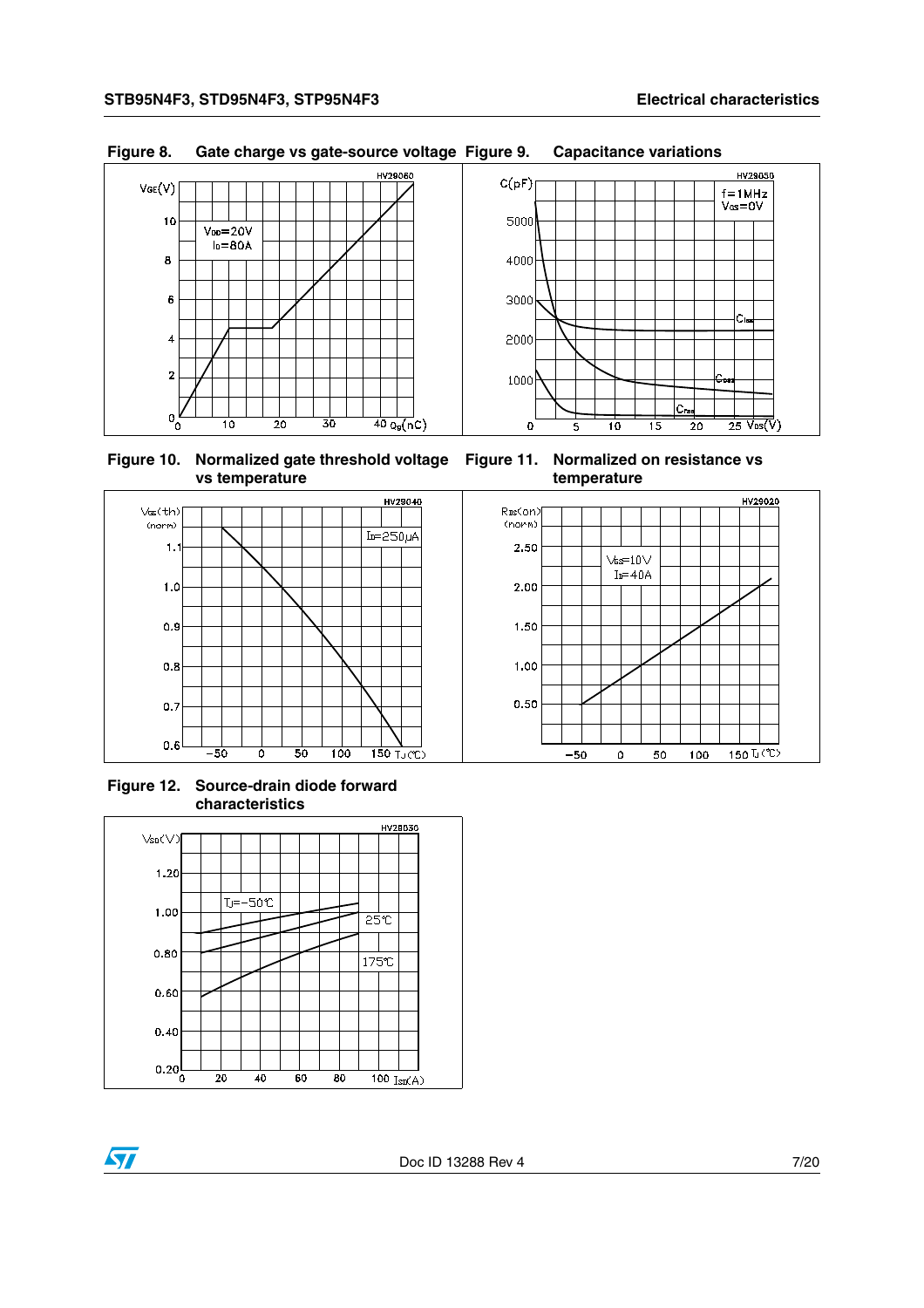**Figure 8. Gate charge vs gate-source voltage**

**Figure 9. Capacitance variations**

**Figure 10. Normalized gate threshold voltage vs temperature**

**Figure 11. Normalized on resistance vs temperature**

**Figure 12. Source-drain diode forward characteristics**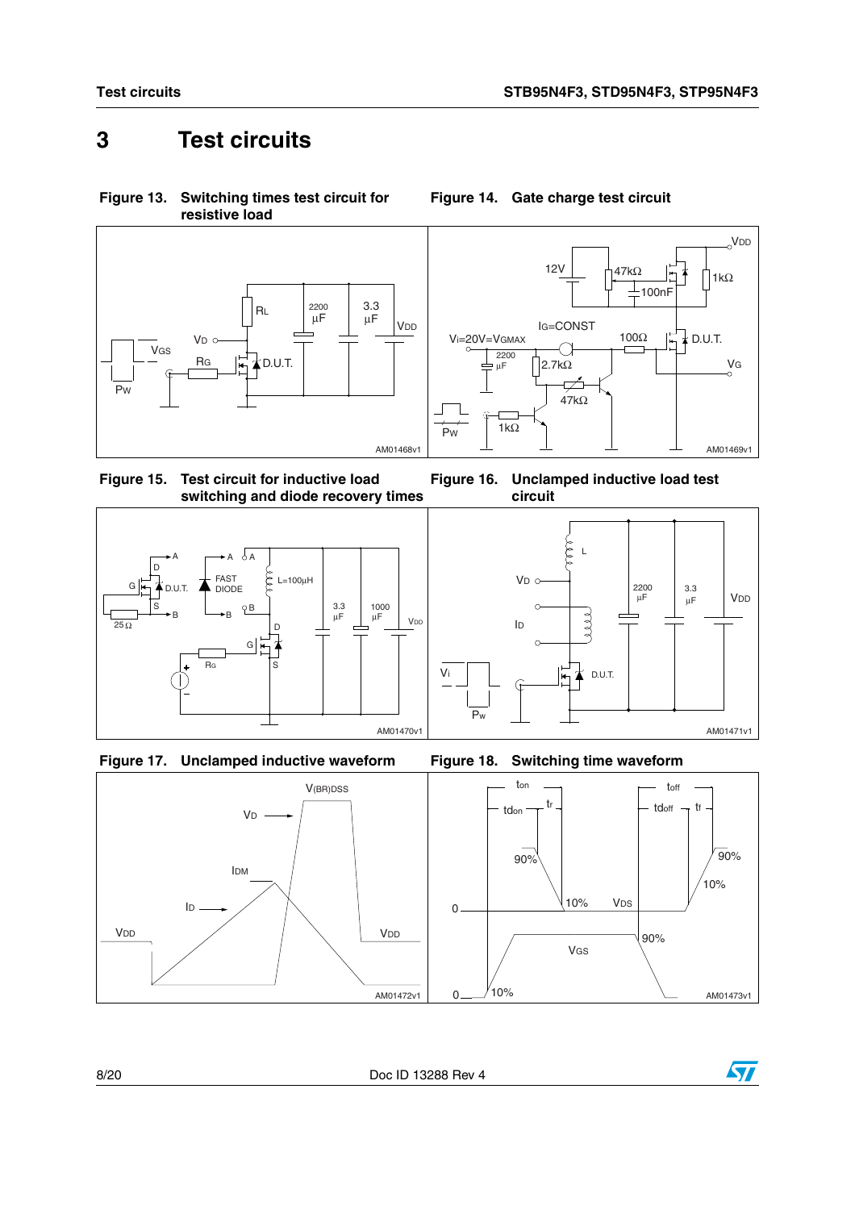# 3 Test circuits

**Figure 13. Switching times test circuit for resistive load**

**Figure 14. Gate charge test circuit**

**Figure 15. Test circuit for inductive load switching and diode recovery times**

**Figure 16. Unclamped inductive load test circuit**

**Figure 17. Unclamped inductive waveform**

**Figure 18. Switching time waveform**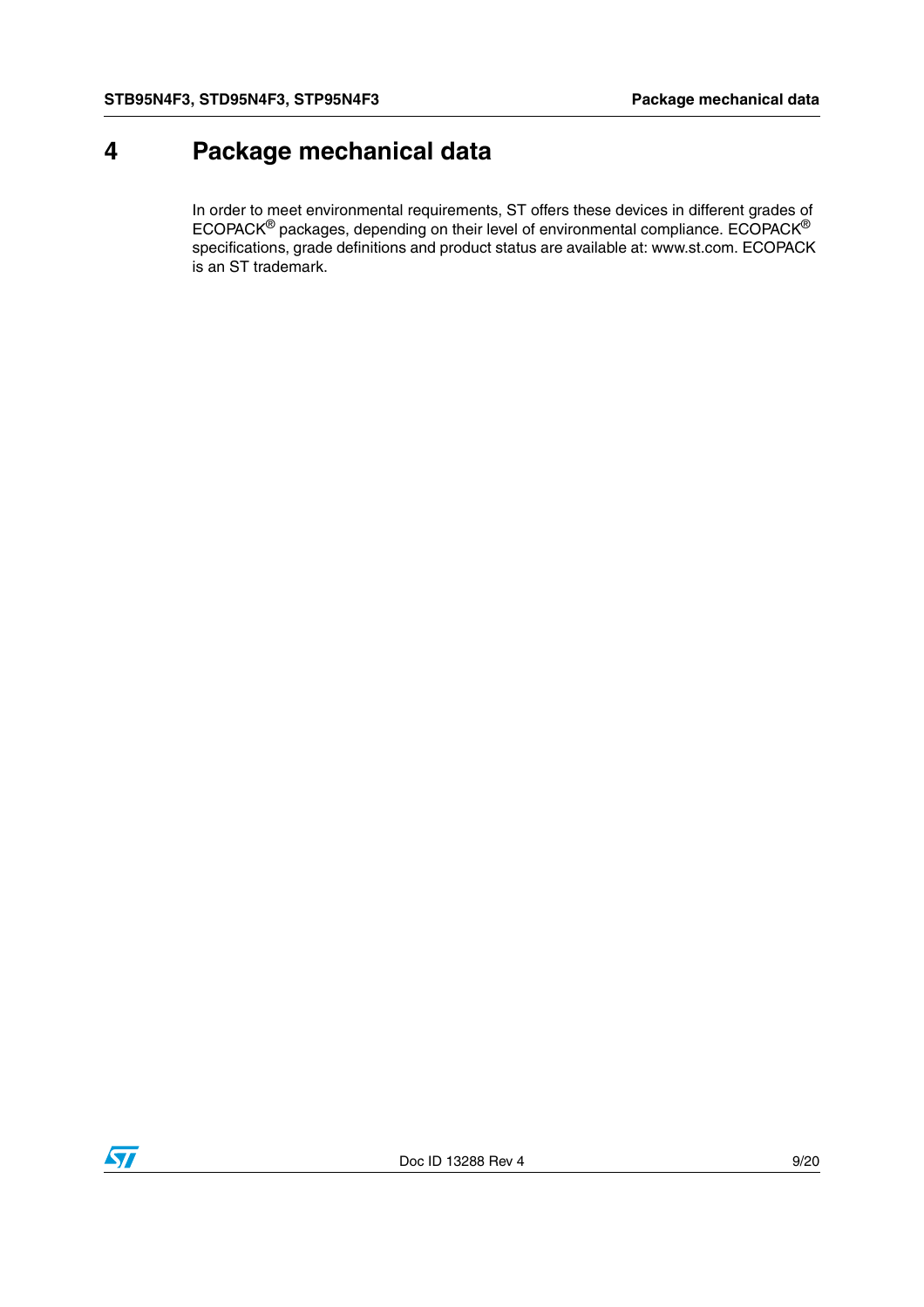# 4 Package mechanical data

In order to meet environmental requirements, ST offers these devices in different grades of ECOPACK® packages, depending on their level of environmental compliance. ECOPACK® specifications, grade definitions and product status are available at: www.st.com. ECOPACK is an ST trademark.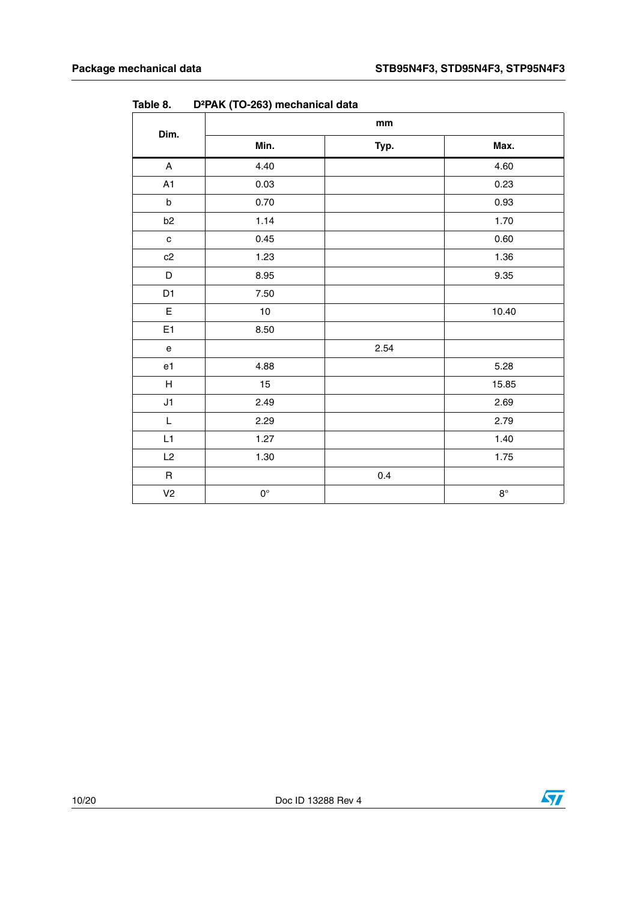Table 8. $D^2PAK$ (TO-263) mechanical data

| Dim. | mm | | |
|---|---|---|---|
| | Min. | Typ. | Max. |
| A | 4.40 | | 4.60 |
| A1 | 0.03 | | 0.23 |
| b | 0.70 | | 0.93 |
| b2 | 1.14 | | 1.70 |
| c | 0.45 | | 0.60 |
| c2 | 1.23 | | 1.36 |
| D | 8.95 | | 9.35 |
| D1 | 7.50 | | |
| E | 10 | | 10.40 |
| E1 | 8.50 | | |
| e | | 2.54 | |
| e1 | 4.88 | | 5.28 |
| H | 15 | | 15.85 |
| J1 | 2.49 | | 2.69 |
| L | 2.29 | | 2.79 |
| L1 | 1.27 | | 1.40 |
| L2 | 1.30 | | 1.75 |
| R | | 0.4 | |
| V2 | 0° | | 8° |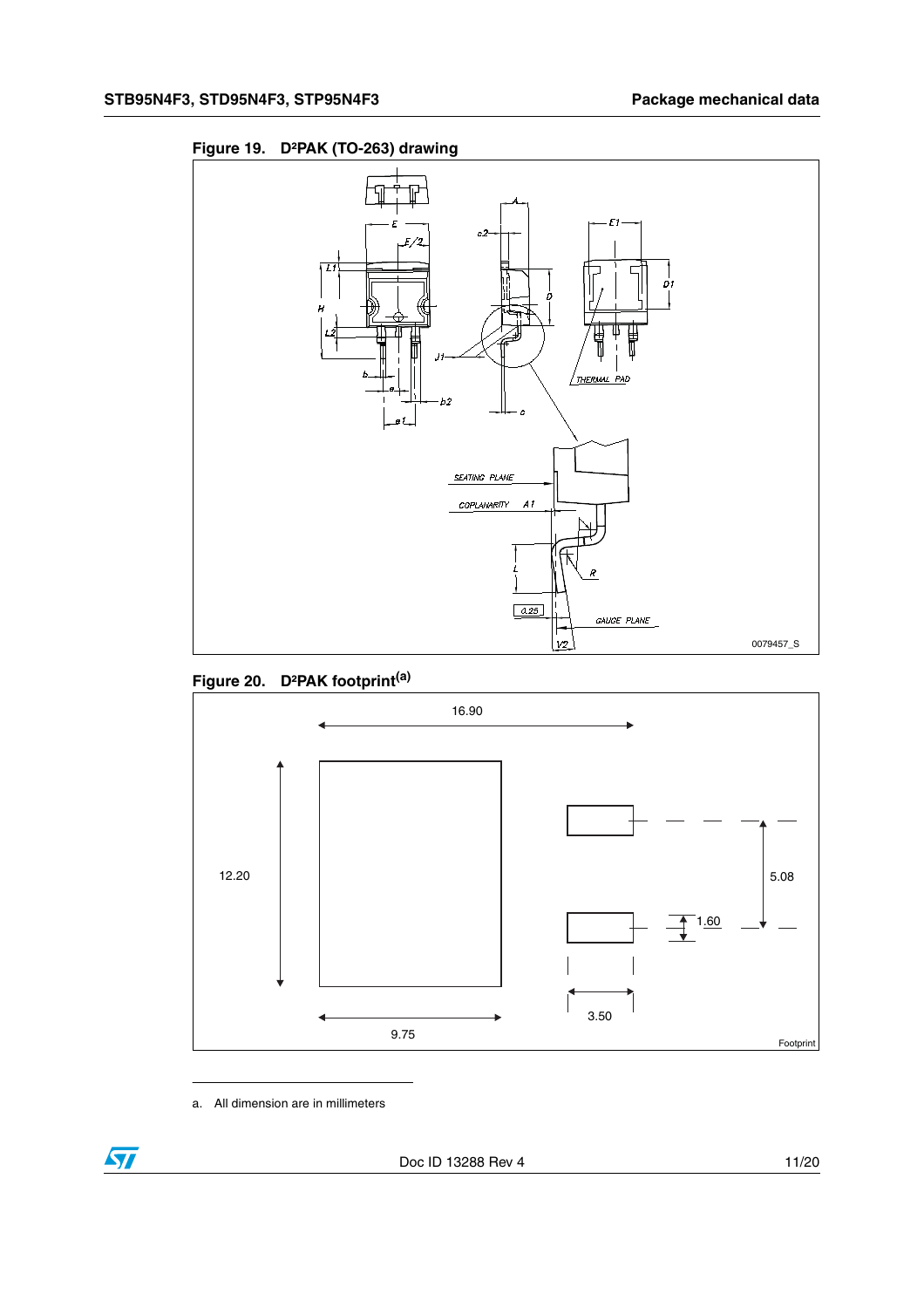**Figure 19. D²PAK (TO-263) drawing**

**Figure 20. D²PAK footprint[a]**

a. All dimension are in millimeters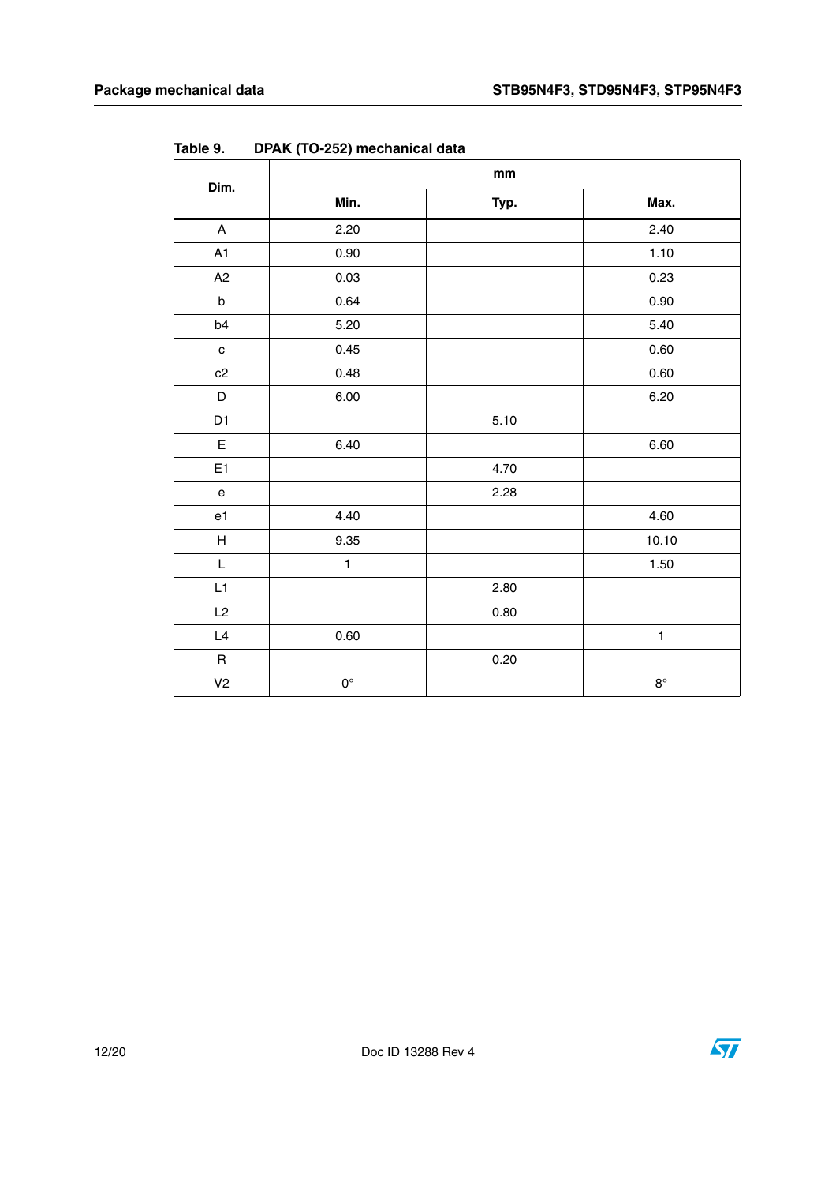Table 9. DPAK (TO-252) mechanical data

| Dim. | mm | | |
|---|---|---|---|
| | Min. | Typ. | Max. |
| A | 2.20 | | 2.40 |
| A1 | 0.90 | | 1.10 |
| A2 | 0.03 | | 0.23 |
| b | 0.64 | | 0.90 |
| b4 | 5.20 | | 5.40 |
| c | 0.45 | | 0.60 |
| c2 | 0.48 | | 0.60 |
| D | 6.00 | | 6.20 |
| D1 | | 5.10 | |
| E | 6.40 | | 6.60 |
| E1 | | 4.70 | |
| e | | 2.28 | |
| e1 | 4.40 | | 4.60 |
| H | 9.35 | | 10.10 |
| L | 1 | | 1.50 |
| L1 | | 2.80 | |
| L2 | | 0.80 | |
| L4 | 0.60 | | 1 |
| R | | 0.20 | |
| V2 | 0° | | 8° |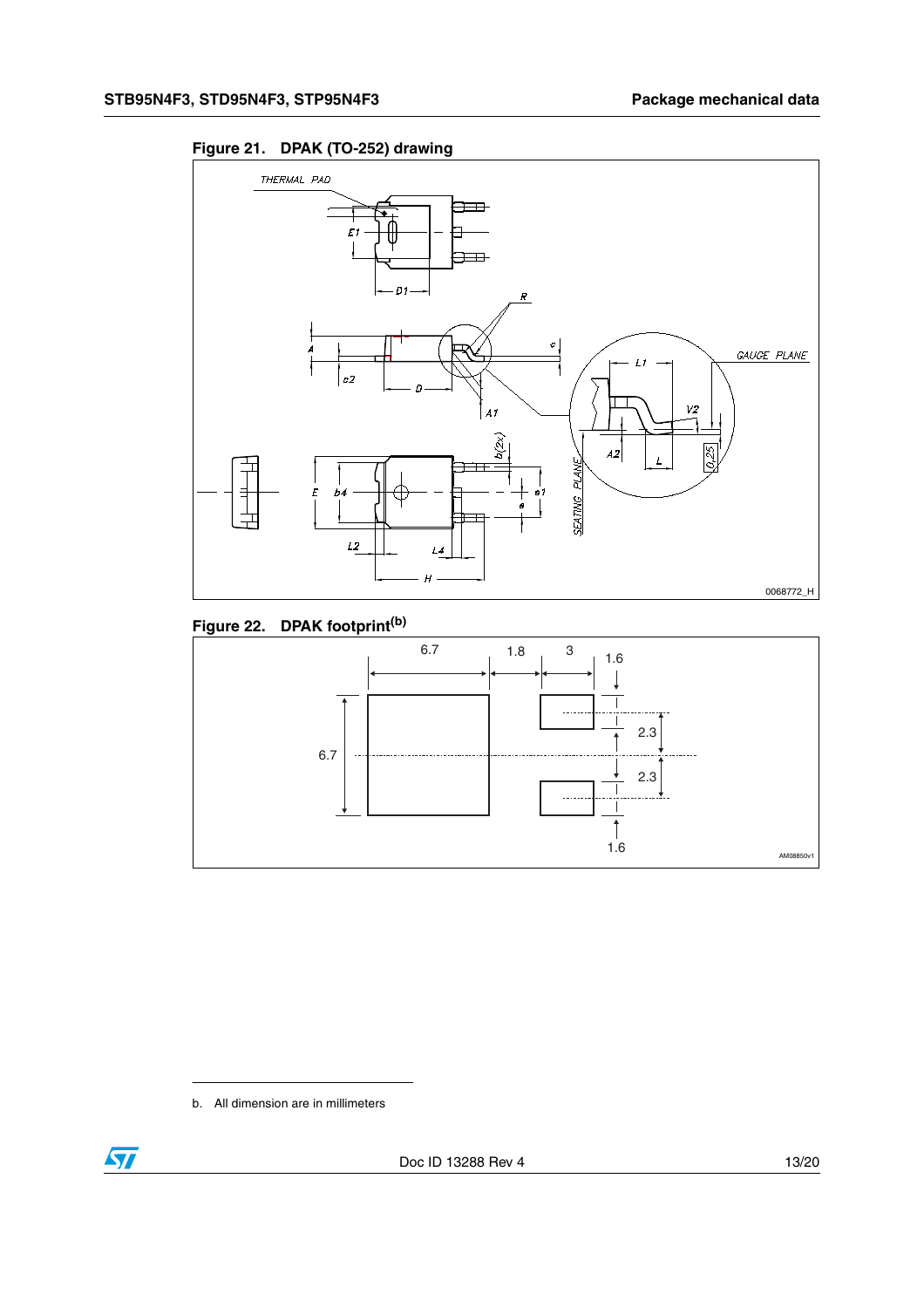**Figure 21. DPAK (TO-252) drawing**

**Figure 22. DPAK footprint[b]**

b. All dimension are in millimeters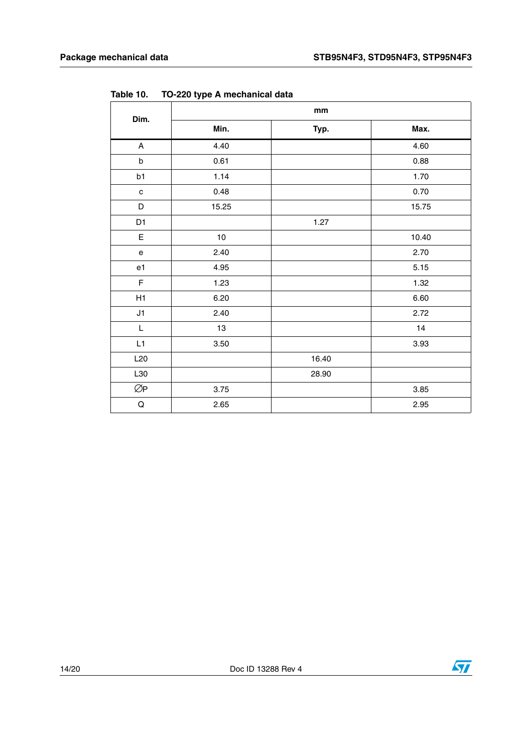Table 10. TO-220 type A mechanical data

| Dim. | mm | | |
|---|---|---|---|
| | Min. | Typ. | Max. |
| A | 4.40 | | 4.60 |
| b | 0.61 | | 0.88 |
| b1 | 1.14 | | 1.70 |
| c | 0.48 | | 0.70 |
| D | 15.25 | | 15.75 |
| D1 | | 1.27 | |
| E | 10 | | 10.40 |
| e | 2.40 | | 2.70 |
| e1 | 4.95 | | 5.15 |
| F | 1.23 | | 1.32 |
| H1 | 6.20 | | 6.60 |
| J1 | 2.40 | | 2.72 |
| L | 13 | | 14 |
| L1 | 3.50 | | 3.93 |
| L20 | | 16.40 | |
| L30 | | 28.90 | |
| ∅P | 3.75 | | 3.85 |
| Q | 2.65 | | 2.95 |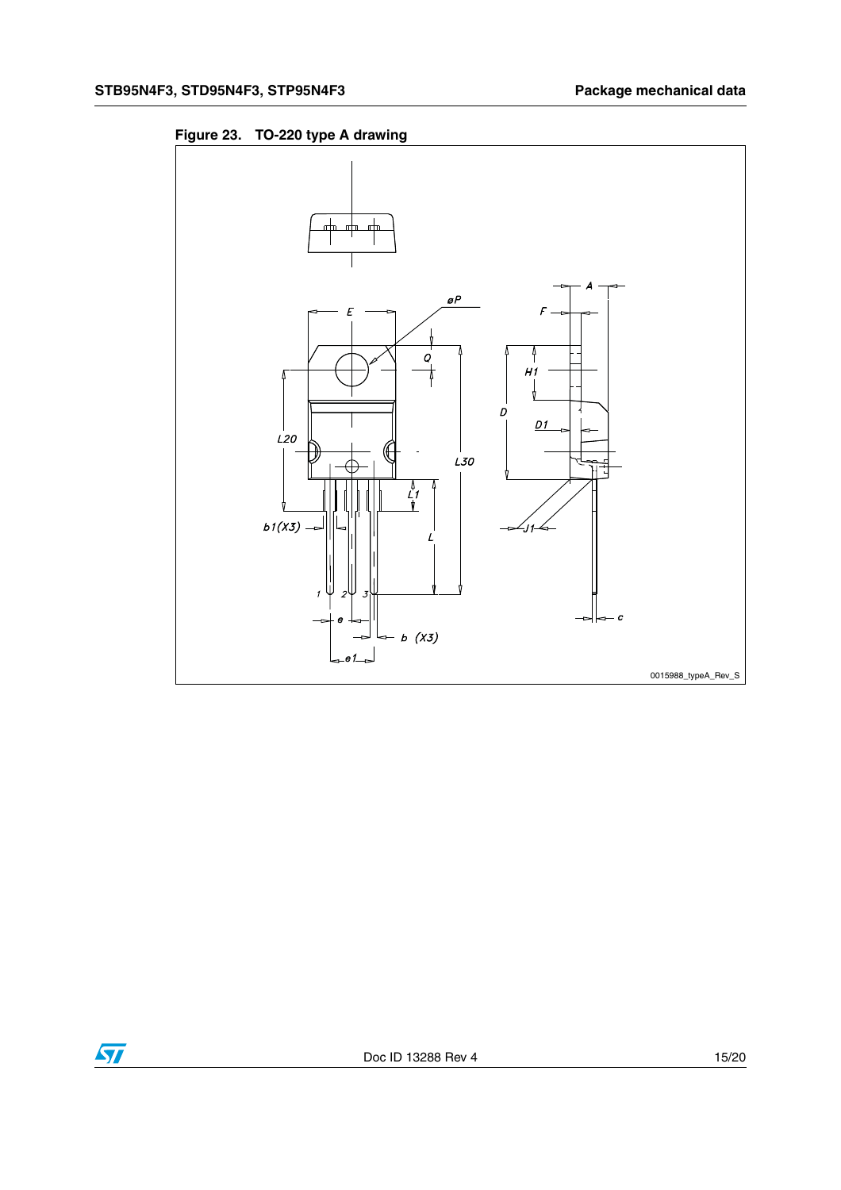**Figure 23. TO-220 type A drawing**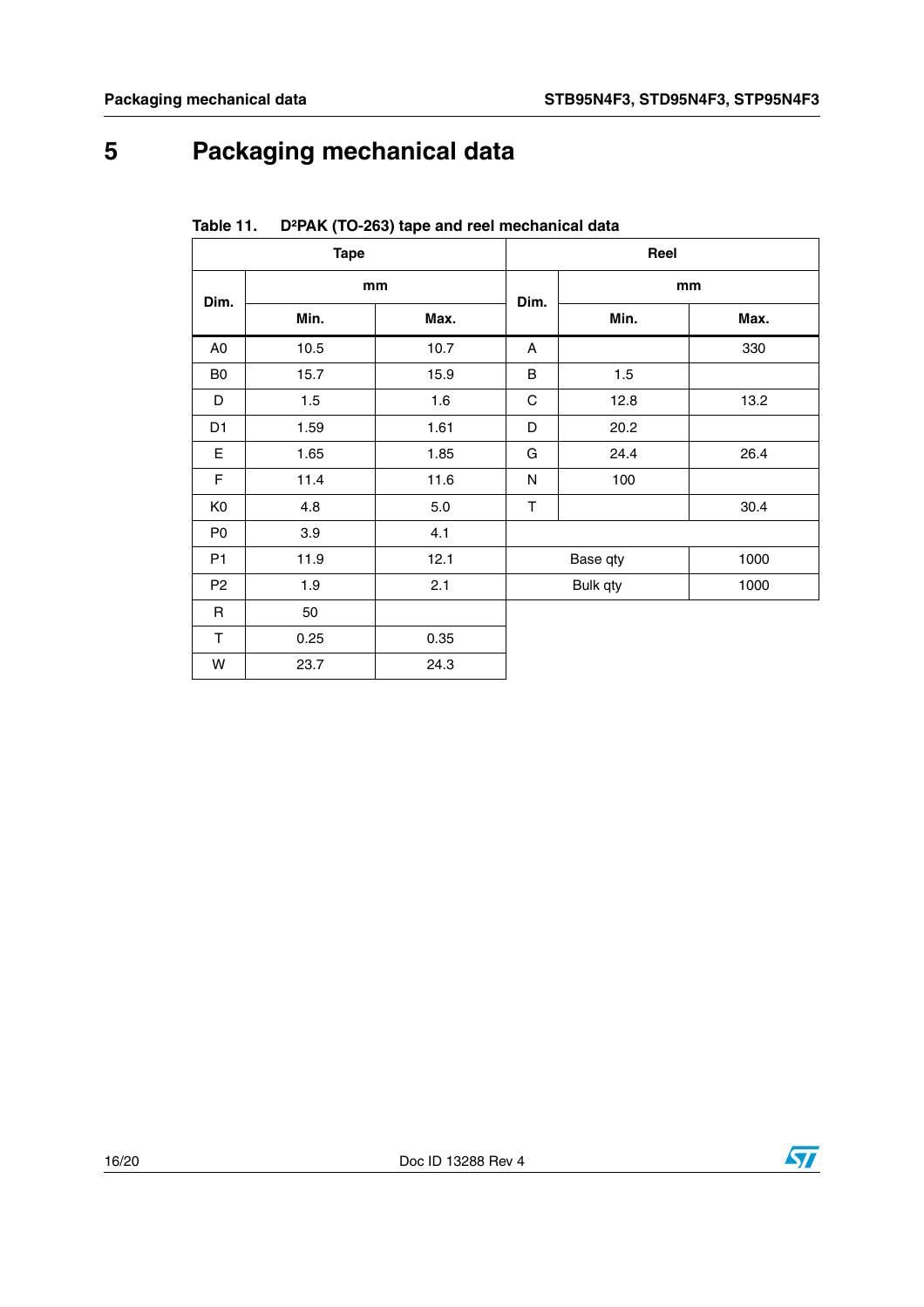# 5 Packaging mechanical data

Table 11. D²PAK (TO-263) tape and reel mechanical data

| Tape | | | Reel | | |
|---|---|---|---|---|---|
| Dim. | mm | | Dim. | mm | |
| | Min. | Max. | | Min. | Max. |
| A0 | 10.5 | 10.7 | A | | 330 |
| B0 | 15.7 | 15.9 | B | 1.5 | |
| D | 1.5 | 1.6 | C | 12.8 | 13.2 |
| D1 | 1.59 | 1.61 | D | 20.2 | |
| E | 1.65 | 1.85 | G | 24.4 | 26.4 |
| F | 11.4 | 11.6 | N | 100 | |
| K0 | 4.8 | 5.0 | T | | 30.4 |
| P0 | 3.9 | 4.1 | | | |
| P1 | 11.9 | 12.1 | Base qty | | 1000 |
| P2 | 1.9 | 2.1 | Bulk qty | | 1000 |
| R | 50 | | | | |
| T | 0.25 | 0.35 | | | |
| W | 23.7 | 24.3 | | | |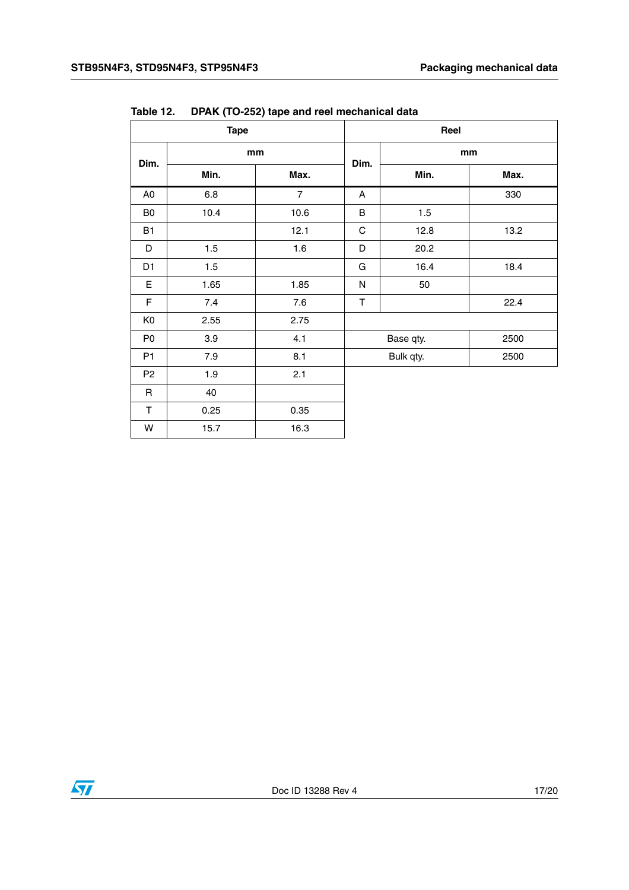Table 12. DPAK (TO-252) tape and reel mechanical data

| Tape | | | Reel | | |
|---|---|---|---|---|---|
| Dim. | mm | | Dim. | mm | |
| | Min. | Max. | | Min. | Max. |
| A0 | 6.8 | 7 | A | | 330 |
| B0 | 10.4 | 10.6 | B | 1.5 | |
| B1 | | 12.1 | C | 12.8 | 13.2 |
| D | 1.5 | 1.6 | D | 20.2 | |
| D1 | 1.5 | | G | 16.4 | 18.4 |
| E | 1.65 | 1.85 | N | 50 | |
| F | 7.4 | 7.6 | T | | 22.4 |
| K0 | 2.55 | 2.75 | | | |
| P0 | 3.9 | 4.1 | Base qty. | | 2500 |
| P1 | 7.9 | 8.1 | Bulk qty. | | 2500 |
| P2 | 1.9 | 2.1 | | | |
| R | 40 | | | | |
| T | 0.25 | 0.35 | | | |
| W | 15.7 | 16.3 | | | |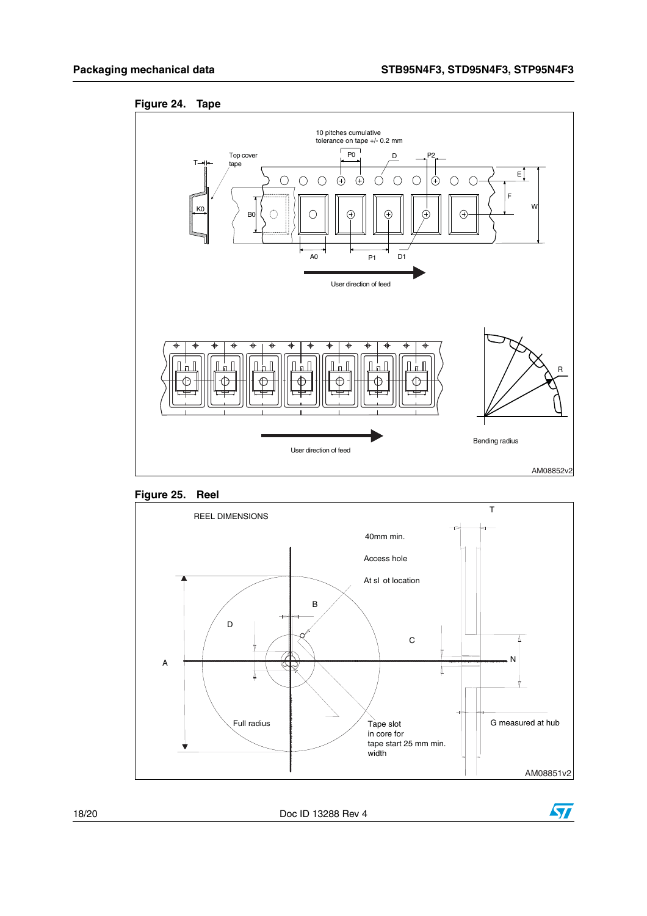**Figure 24. Tape**

10 pitches cumulative tolerance on tape +/- 0.2 mm

Top cover tape

User direction of feed

Bending radius

AM08852v2

**Figure 25. Reel**

REEL DIMENSIONS

40mm min.

Access hole

At sl ot location

Full radius

Tape slot in core for tape start 25 mm min. width

G measured at hub

AM08851v2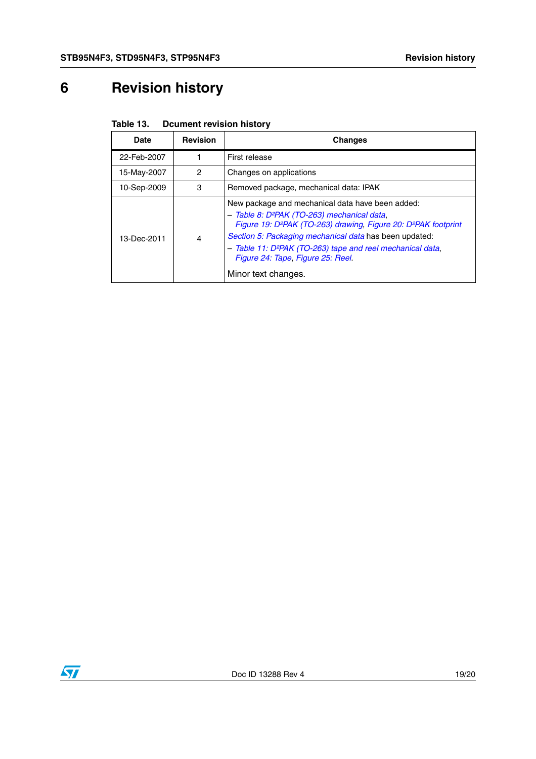# 6 Revision history

**Table 13. Dcument revision history**

| Date | Revision | Changes |
|---|---|---|
| 22-Feb-2007 | 1 | First release |
| 15-May-2007 | 2 | Changes on applications |
| 10-Sep-2009 | 3 | Removed package, mechanical data: IPAK |
| 13-Dec-2011 | 4 | New package and mechanical data have been added:<br>– *Table 8: D²PAK (TO-263) mechanical data*, *Figure 19: D²PAK (TO-263) drawing*, *Figure 20: D²PAK footprint*<br>*Section 5: Packaging mechanical data* has been updated:<br>– *Table 11: D²PAK (TO-263) tape and reel mechanical data*, *Figure 24: Tape*, *Figure 25: Reel*.<br>Minor text changes. |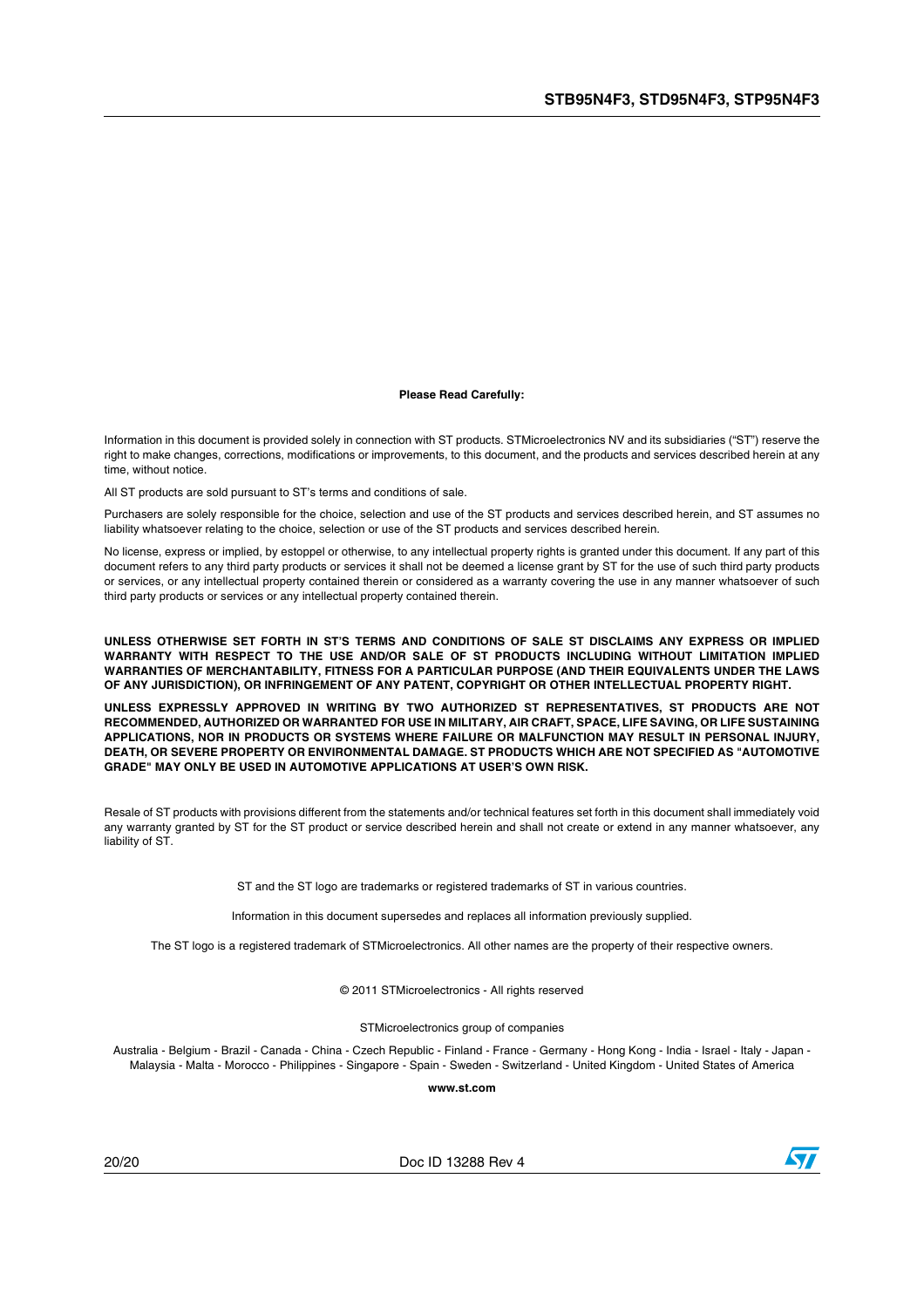**Please Read Carefully:**

Information in this document is provided solely in connection with ST products. STMicroelectronics NV and its subsidiaries ("ST") reserve the right to make changes, corrections, modifications or improvements, to this document, and the products and services described herein at any time, without notice.

All ST products are sold pursuant to ST's terms and conditions of sale.

Purchasers are solely responsible for the choice, selection and use of the ST products and services described herein, and ST assumes no liability whatsoever relating to the choice, selection or use of the ST products and services described herein.

No license, express or implied, by estoppel or otherwise, to any intellectual property rights is granted under this document. If any part of this document refers to any third party products or services it shall not be deemed a license grant by ST for the use of such third party products or services, or any intellectual property contained therein or considered as a warranty covering the use in any manner whatsoever of such third party products or services or any intellectual property contained therein.

**UNLESS OTHERWISE SET FORTH IN ST'S TERMS AND CONDITIONS OF SALE ST DISCLAIMS ANY EXPRESS OR IMPLIED WARRANTY WITH RESPECT TO THE USE AND/OR SALE OF ST PRODUCTS INCLUDING WITHOUT LIMITATION IMPLIED WARRANTIES OF MERCHANTABILITY, FITNESS FOR A PARTICULAR PURPOSE (AND THEIR EQUIVALENTS UNDER THE LAWS OF ANY JURISDICTION), OR INFRINGEMENT OF ANY PATENT, COPYRIGHT OR OTHER INTELLECTUAL PROPERTY RIGHT.**

**UNLESS EXPRESSLY APPROVED IN WRITING BY TWO AUTHORIZED ST REPRESENTATIVES, ST PRODUCTS ARE NOT RECOMMENDED, AUTHORIZED OR WARRANTED FOR USE IN MILITARY, AIR CRAFT, SPACE, LIFE SAVING, OR LIFE SUSTAINING APPLICATIONS, NOR IN PRODUCTS OR SYSTEMS WHERE FAILURE OR MALFUNCTION MAY RESULT IN PERSONAL INJURY, DEATH, OR SEVERE PROPERTY OR ENVIRONMENTAL DAMAGE. ST PRODUCTS WHICH ARE NOT SPECIFIED AS "AUTOMOTIVE GRADE" MAY ONLY BE USED IN AUTOMOTIVE APPLICATIONS AT USER'S OWN RISK.**

Resale of ST products with provisions different from the statements and/or technical features set forth in this document shall immediately void any warranty granted by ST for the ST product or service described herein and shall not create or extend in any manner whatsoever, any liability of ST.

ST and the ST logo are trademarks or registered trademarks of ST in various countries.

Information in this document supersedes and replaces all information previously supplied.

The ST logo is a registered trademark of STMicroelectronics. All other names are the property of their respective owners.

© 2011 STMicroelectronics - All rights reserved

STMicroelectronics group of companies

Australia - Belgium - Brazil - Canada - China - Czech Republic - Finland - France - Germany - Hong Kong - India - Israel - Italy - Japan - Malaysia - Malta - Morocco - Philippines - Singapore - Spain - Sweden - Switzerland - United Kingdom - United States of America

**www.st.com**